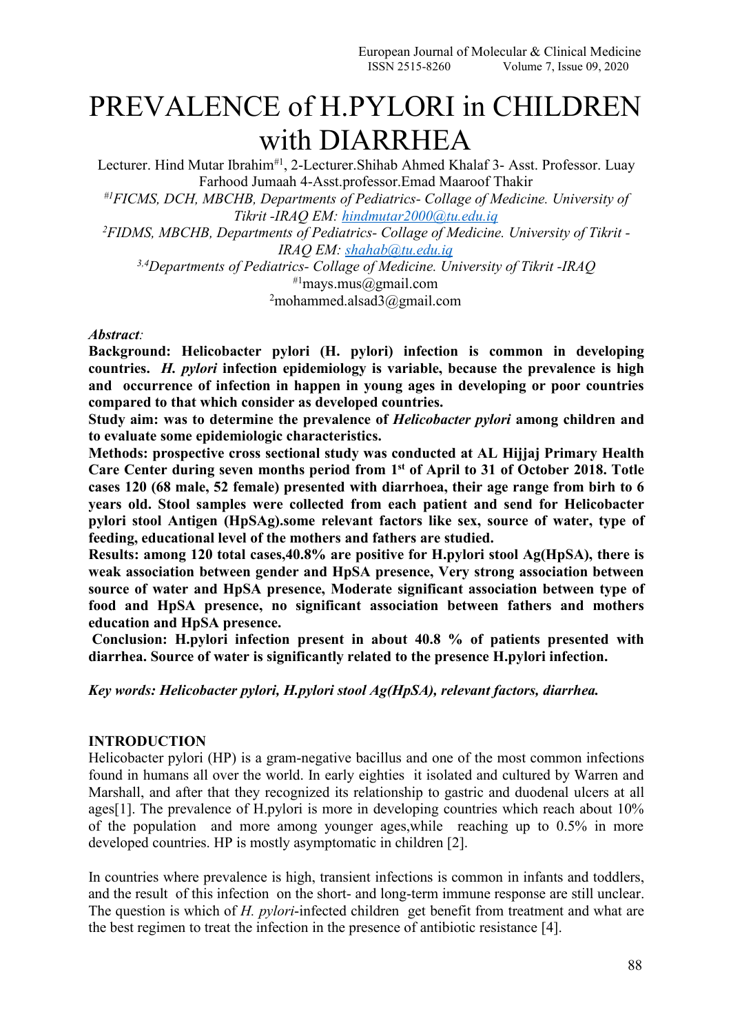# PREVALENCE of H.PYLORI in CHILDREN with DIARRHEA

Lecturer. Hind Mutar Ibrahim[#1], 2-Lecturer.Shihab Ahmed Khalaf 3- Asst. Professor. Luay Farhood Jumaah 4-Asst.professor.Emad Maaroof Thakir

*[#1]FICMS, DCH, MBCHB, Departments of Pediatrics- Collage of Medicine. University of Tikrit -IRAQ EM: hindmutar2000@tu.edu.iq*

*[2]FIDMS, MBCHB, Departments of Pediatrics- Collage of Medicine. University of Tikrit -IRAQ EM: shahab@tu.edu.iq*

*[3,4]Departments of Pediatrics- Collage of Medicine. University of Tikrit -IRAQ*

[#1]mays.mus@gmail.com

[2]mohammed.alsad3@gmail.com

***Abstract:***

**Background: Helicobacter pylori (H. pylori) infection is common in developing countries. *H. pylori* infection epidemiology is variable, because the prevalence is high and occurrence of infection in happen in young ages in developing or poor countries compared to that which consider as developed countries.**

**Study aim: was to determine the prevalence of *Helicobacter pylori* among children and to evaluate some epidemiologic characteristics.**

**Methods: prospective cross sectional study was conducted at AL Hijjaj Primary Health Care Center during seven months period from 1st of April to 31 of October 2018. Totle cases 120 (68 male, 52 female) presented with diarrhoea, their age range from birh to 6 years old. Stool samples were collected from each patient and send for Helicobacter pylori stool Antigen (HpSAg).some relevant factors like sex, source of water, type of feeding, educational level of the mothers and fathers are studied.**

**Results: among 120 total cases,40.8% are positive for H.pylori stool Ag(HpSA), there is weak association between gender and HpSA presence, Very strong association between source of water and HpSA presence, Moderate significant association between type of food and HpSA presence, no significant association between fathers and mothers education and HpSA presence.**

**Conclusion: H.pylori infection present in about 40.8 % of patients presented with diarrhea. Source of water is significantly related to the presence H.pylori infection.**

***Key words: Helicobacter pylori, H.pylori stool Ag(HpSA), relevant factors, diarrhea.***

## INTRODUCTION

Helicobacter pylori (HP) is a gram-negative bacillus and one of the most common infections found in humans all over the world. In early eighties it isolated and cultured by Warren and Marshall, and after that they recognized its relationship to gastric and duodenal ulcers at all ages[1]. The prevalence of H.pylori is more in developing countries which reach about 10% of the population and more among younger ages,while reaching up to 0.5% in more developed countries. HP is mostly asymptomatic in children [2].

In countries where prevalence is high, transient infections is common in infants and toddlers, and the result of this infection on the short- and long-term immune response are still unclear. The question is which of *H. pylori*-infected children get benefit from treatment and what are the best regimen to treat the infection in the presence of antibiotic resistance [4].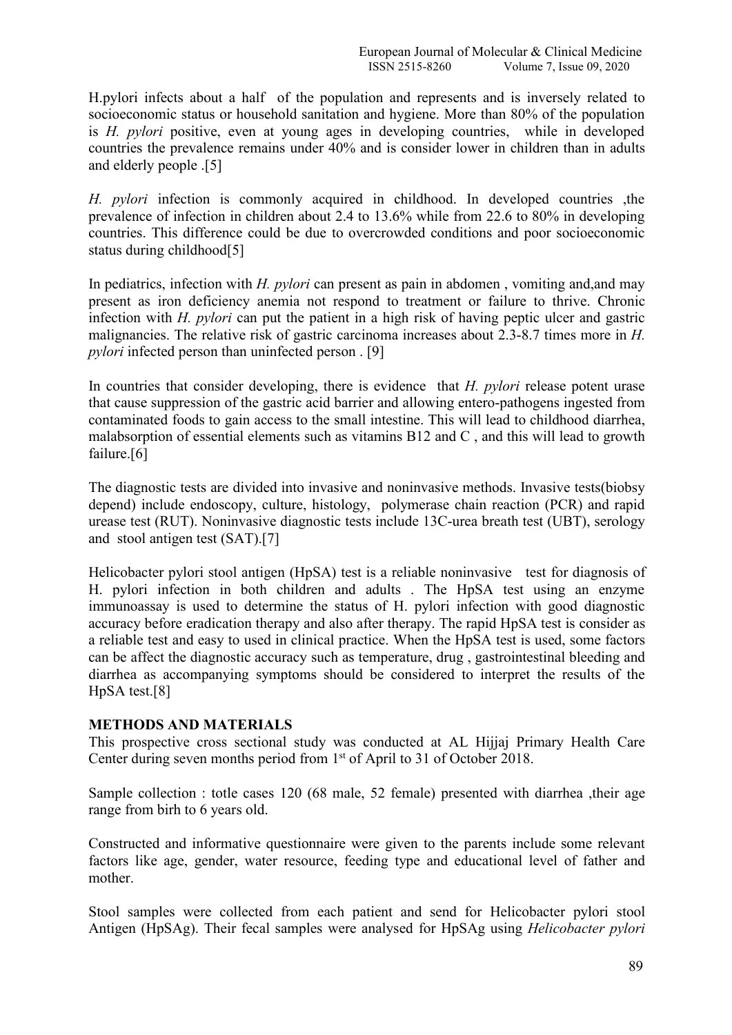H.pylori infects about a half of the population and represents and is inversely related to socioeconomic status or household sanitation and hygiene. More than 80% of the population is *H. pylori* positive, even at young ages in developing countries, while in developed countries the prevalence remains under 40% and is consider lower in children than in adults and elderly people .[5]

*H. pylori* infection is commonly acquired in childhood. In developed countries ,the prevalence of infection in children about 2.4 to 13.6% while from 22.6 to 80% in developing countries. This difference could be due to overcrowded conditions and poor socioeconomic status during childhood[5]

In pediatrics, infection with *H. pylori* can present as pain in abdomen , vomiting and,and may present as iron deficiency anemia not respond to treatment or failure to thrive. Chronic infection with *H. pylori* can put the patient in a high risk of having peptic ulcer and gastric malignancies. The relative risk of gastric carcinoma increases about 2.3-8.7 times more in *H. pylori* infected person than uninfected person . [9]

In countries that consider developing, there is evidence that *H. pylori* release potent urase that cause suppression of the gastric acid barrier and allowing entero-pathogens ingested from contaminated foods to gain access to the small intestine. This will lead to childhood diarrhea, malabsorption of essential elements such as vitamins B12 and C , and this will lead to growth failure.[6]

The diagnostic tests are divided into invasive and noninvasive methods. Invasive tests(biobsy depend) include endoscopy, culture, histology, polymerase chain reaction (PCR) and rapid urease test (RUT). Noninvasive diagnostic tests include 13C-urea breath test (UBT), serology and stool antigen test (SAT).[7]

Helicobacter pylori stool antigen (HpSA) test is a reliable noninvasive test for diagnosis of H. pylori infection in both children and adults . The HpSA test using an enzyme immunoassay is used to determine the status of H. pylori infection with good diagnostic accuracy before eradication therapy and also after therapy. The rapid HpSA test is consider as a reliable test and easy to used in clinical practice. When the HpSA test is used, some factors can be affect the diagnostic accuracy such as temperature, drug , gastrointestinal bleeding and diarrhea as accompanying symptoms should be considered to interpret the results of the HpSA test.[8]

**METHODS AND MATERIALS**

This prospective cross sectional study was conducted at AL Hijjaj Primary Health Care Center during seven months period from 1st of April to 31 of October 2018.

Sample collection : totle cases 120 (68 male, 52 female) presented with diarrhea ,their age range from birh to 6 years old.

Constructed and informative questionnaire were given to the parents include some relevant factors like age, gender, water resource, feeding type and educational level of father and mother.

Stool samples were collected from each patient and send for Helicobacter pylori stool Antigen (HpSAg). Their fecal samples were analysed for HpSAg using *Helicobacter pylori*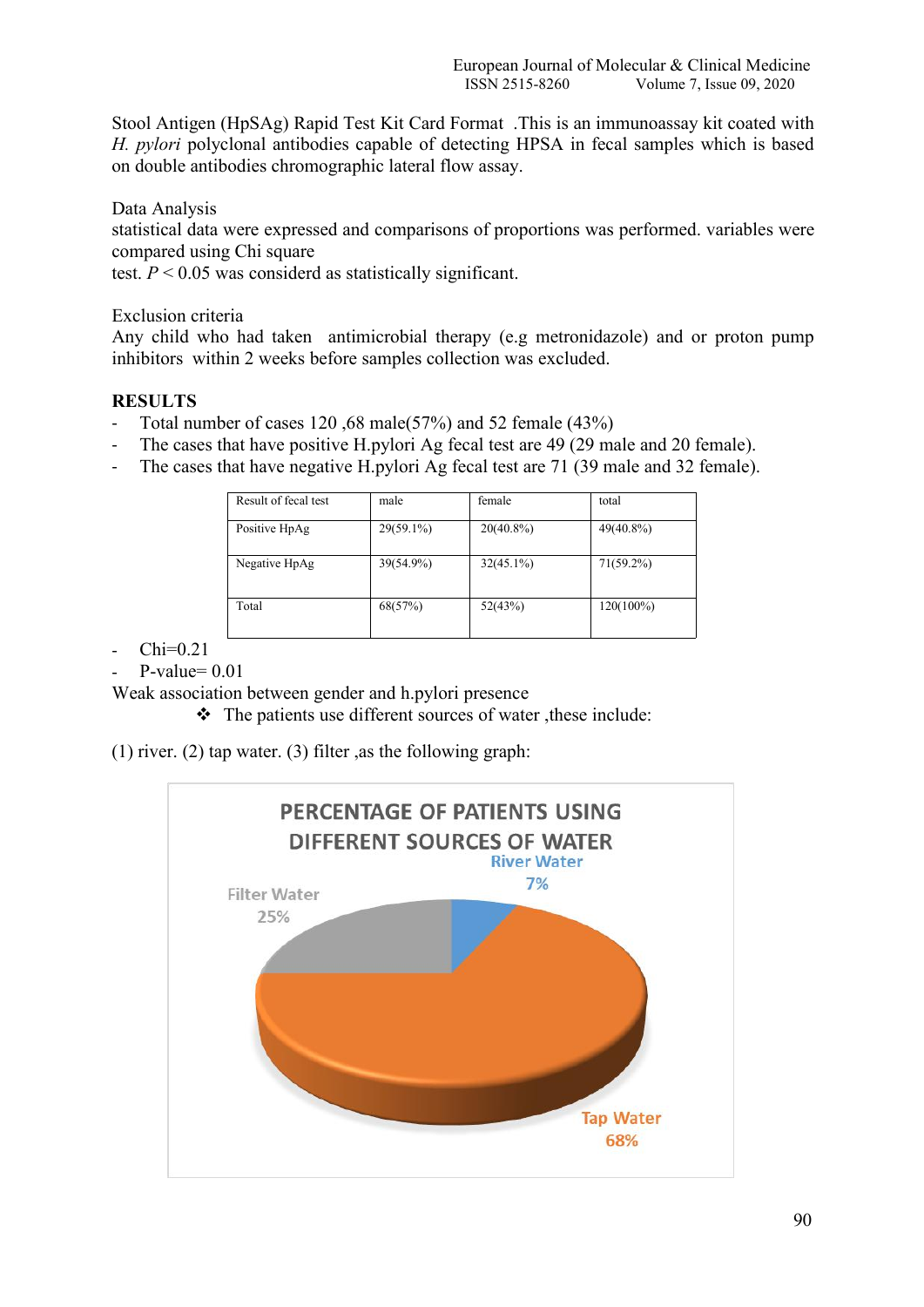Stool Antigen (HpSAg) Rapid Test Kit Card Format .This is an immunoassay kit coated with *H. pylori* polyclonal antibodies capable of detecting HPSA in fecal samples which is based on double antibodies chromographic lateral flow assay.

Data Analysis

statistical data were expressed and comparisons of proportions was performed. variables were compared using Chi square test. $P < 0.05$ was considerd as statistically significant.

Exclusion criteria

Any child who had taken antimicrobial therapy (e.g metronidazole) and or proton pump inhibitors within 2 weeks before samples collection was excluded.

## RESULTS

- Total number of cases 120 ,68 male(57%) and 52 female (43%)
- The cases that have positive H.pylori Ag fecal test are 49 (29 male and 20 female).
- The cases that have negative H.pylori Ag fecal test are 71 (39 male and 32 female).

| Result of fecal test | male | female | total |
| --- | --- | --- | --- |
| Positive HpAg | 29(59.1%) | 20(40.8%) | 49(40.8%) |
| Negative HpAg | 39(54.9%) | 32(45.1%) | 71(59.2%) |
| Total | 68(57%) | 52(43%) | 120(100%) |

- Chi=0.21
- P-value= 0.01

Weak association between gender and h.pylori presence

❖ The patients use different sources of water ,these include:

(1) river. (2) tap water. (3) filter ,as the following graph:

PERCENTAGE OF PATIENTS USING DIFFERENT SOURCES OF WATER

River Water 7%

Filter Water 25%

Tap Water 68%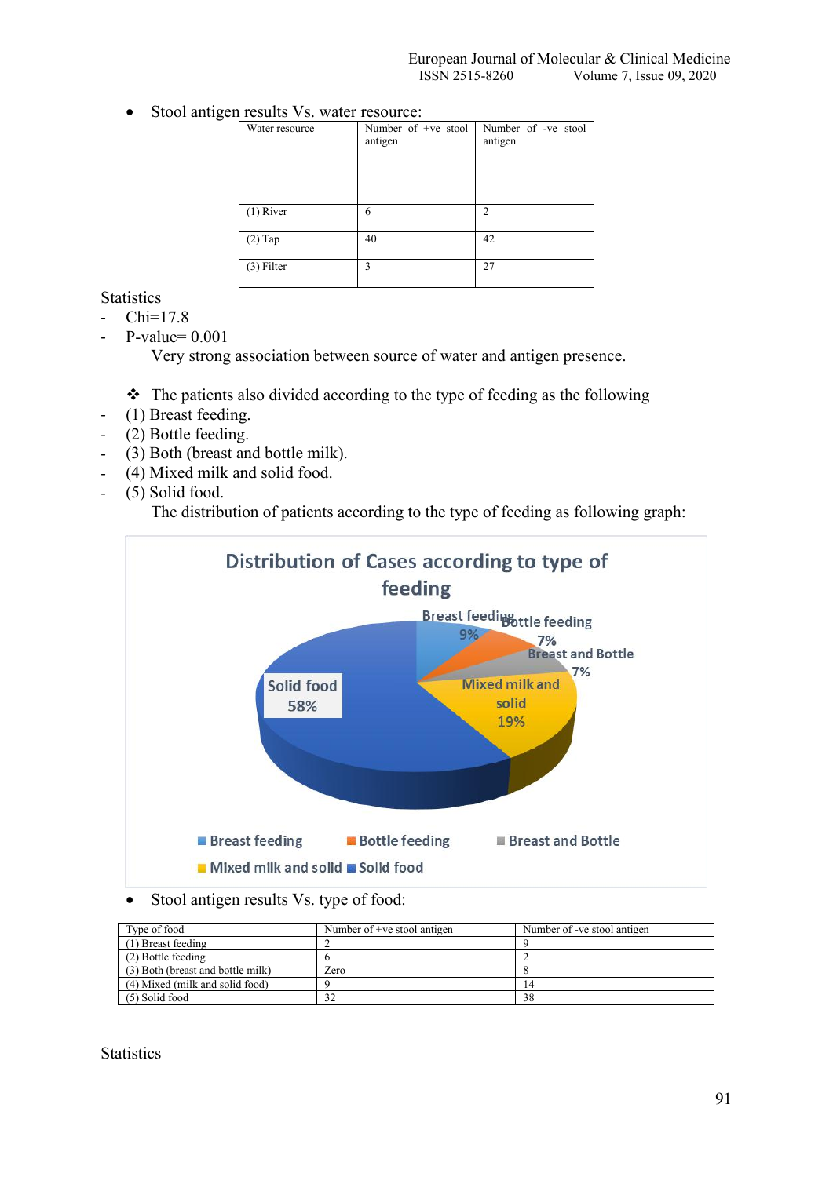- Stool antigen results Vs. water resource:

| Water resource | Number of +ve stool antigen | Number of -ve stool antigen |
|---|---|---|
| (1) River | 6 | 2 |
| (2) Tap | 40 | 42 |
| (3) Filter | 3 | 27 |

Statistics

- Chi=17.8
- P-value= 0.001

  Very strong association between source of water and antigen presence.

❖ The patients also divided according to the type of feeding as the following

- (1) Breast feeding.
- (2) Bottle feeding.
- (3) Both (breast and bottle milk).
- (4) Mixed milk and solid food.
- (5) Solid food.

  The distribution of patients according to the type of feeding as following graph:

**Distribution of Cases according to type of feeding**

| Type of feeding | Percentage |
|---|---|
| Breast feeding | 9% |
| Bottle feeding | 7% |
| Breast and Bottle | 7% |
| Mixed milk and solid | 19% |
| Solid food | 58% |

- Stool antigen results Vs. type of food:

| Type of food | Number of +ve stool antigen | Number of -ve stool antigen |
|---|---|---|
| (1) Breast feeding | 2 | 9 |
| (2) Bottle feeding | 6 | 2 |
| (3) Both (breast and bottle milk) | Zero | 8 |
| (4) Mixed (milk and solid food) | 9 | 14 |
| (5) Solid food | 32 | 38 |

Statistics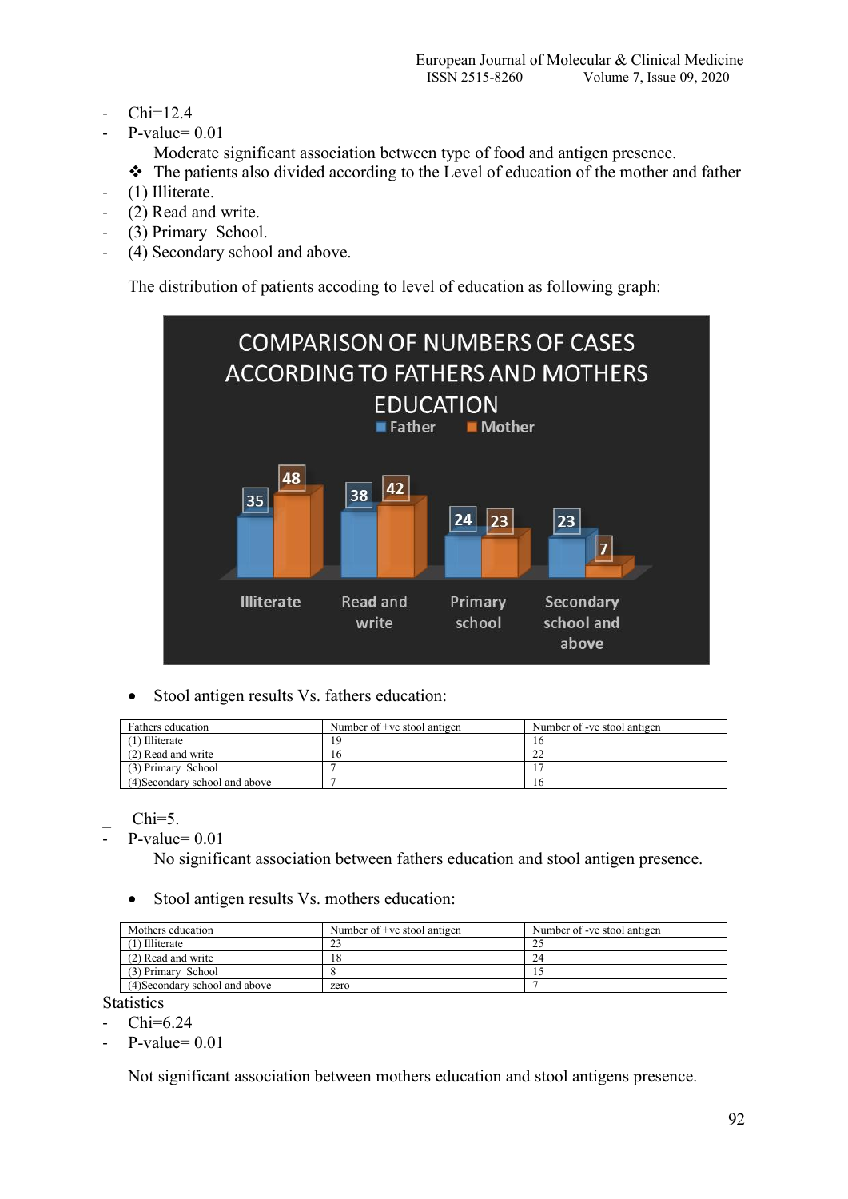- Chi=12.4
- P-value= 0.01

  Moderate significant association between type of food and antigen presence.

❖ The patients also divided according to the Level of education of the mother and father

- (1) Illiterate.
- (2) Read and write.
- (3) Primary School.
- (4) Secondary school and above.

The distribution of patients accoding to level of education as following graph:

COMPARISON OF NUMBERS OF CASES ACCORDING TO FATHERS AND MOTHERS EDUCATION

| | Father | Mother |
|---|---|---|
| Illiterate | 35 | 48 |
| Read and write | 38 | 42 |
| Primary school | 24 | 23 |
| Secondary school and above | 23 | 7 |

- Stool antigen results Vs. fathers education:

| Fathers education | Number of +ve stool antigen | Number of -ve stool antigen |
|---|---|---|
| (1) Illiterate | 19 | 16 |
| (2) Read and write | 16 | 22 |
| (3) Primary School | 7 | 17 |
| (4)Secondary school and above | 7 | 16 |

- Chi=5.
- P-value= 0.01

  No significant association between fathers education and stool antigen presence.

- Stool antigen results Vs. mothers education:

| Mothers education | Number of +ve stool antigen | Number of -ve stool antigen |
|---|---|---|
| (1) Illiterate | 23 | 25 |
| (2) Read and write | 18 | 24 |
| (3) Primary School | 8 | 15 |
| (4)Secondary school and above | zero | 7 |

Statistics

- Chi=6.24
- P-value= 0.01

Not significant association between mothers education and stool antigens presence.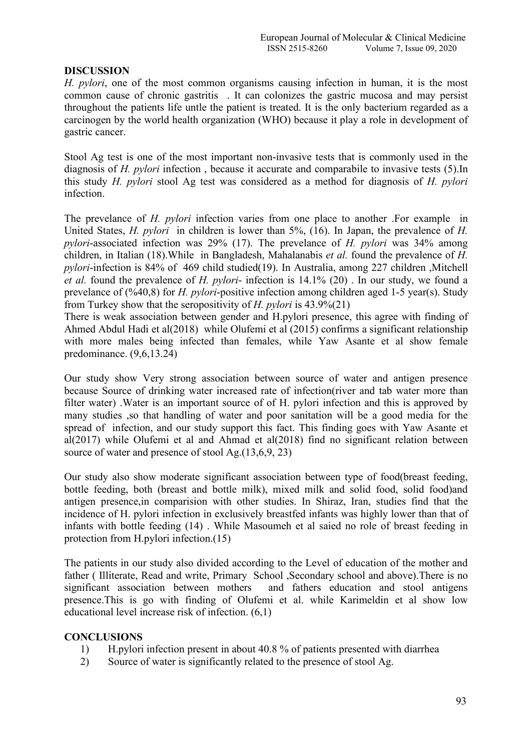## DISCUSSION

*H. pylori*, one of the most common organisms causing infection in human, it is the most common cause of chronic gastritis . It can colonizes the gastric mucosa and may persist throughout the patients life untle the patient is treated. It is the only bacterium regarded as a carcinogen by the world health organization (WHO) because it play a role in development of gastric cancer.

Stool Ag test is one of the most important non-invasive tests that is commonly used in the diagnosis of *H. pylori* infection , because it accurate and comparabile to invasive tests (5).In this study *H. pylori* stool Ag test was considered as a method for diagnosis of *H. pylori* infection.

The prevelance of *H. pylori* infection varies from one place to another .For example in United States, *H. pylori* in children is lower than 5%, (16). In Japan, the prevalence of *H. pylori*-associated infection was 29% (17). The prevelance of *H. pylori* was 34% among children, in Italian (18).While in Bangladesh, Mahalanabis *et al.* found the prevalence of *H. pylori*-infection is 84% of 469 child studied(19). In Australia, among 227 children ,Mitchell *et al.* found the prevalence of *H. pylori*- infection is 14.1% (20) . In our study, we found a prevelance of (%40,8) for *H. pylori*-positive infection among children aged 1-5 year(s). Study from Turkey show that the seropositivity of *H. pylori* is 43.9%(21)

There is weak association between gender and H.pylori presence, this agree with finding of Ahmed Abdul Hadi et al(2018) while Olufemi et al (2015) confirms a significant relationship with more males being infected than females, while Yaw Asante et al show female predominance. (9,6,13.24)

Our study show Very strong association between source of water and antigen presence because Source of drinking water increased rate of infection(river and tab water more than filter water) .Water is an important source of of H. pylori infection and this is approved by many studies ,so that handling of water and poor sanitation will be a good media for the spread of infection, and our study support this fact. This finding goes with Yaw Asante et al(2017) while Olufemi et al and Ahmad et al(2018) find no significant relation between source of water and presence of stool Ag.(13,6,9, 23)

Our study also show moderate significant association between type of food(breast feeding, bottle feeding, both (breast and bottle milk), mixed milk and solid food, solid food)and antigen presence,in comparision with other studies. In Shiraz, Iran, studies find that the incidence of H. pylori infection in exclusively breastfed infants was highly lower than that of infants with bottle feeding (14) . While Masoumeh et al saied no role of breast feeding in protection from H.pylori infection.(15)

The patients in our study also divided according to the Level of education of the mother and father ( Illiterate, Read and write, Primary School ,Secondary school and above).There is no significant association between mothers and fathers education and stool antigens presence.This is go with finding of Olufemi et al. while Karimeldin et al show low educational level increase risk of infection. (6,1)

## CONCLUSIONS

1) H.pylori infection present in about 40.8 % of patients presented with diarrhea
2) Source of water is significantly related to the presence of stool Ag.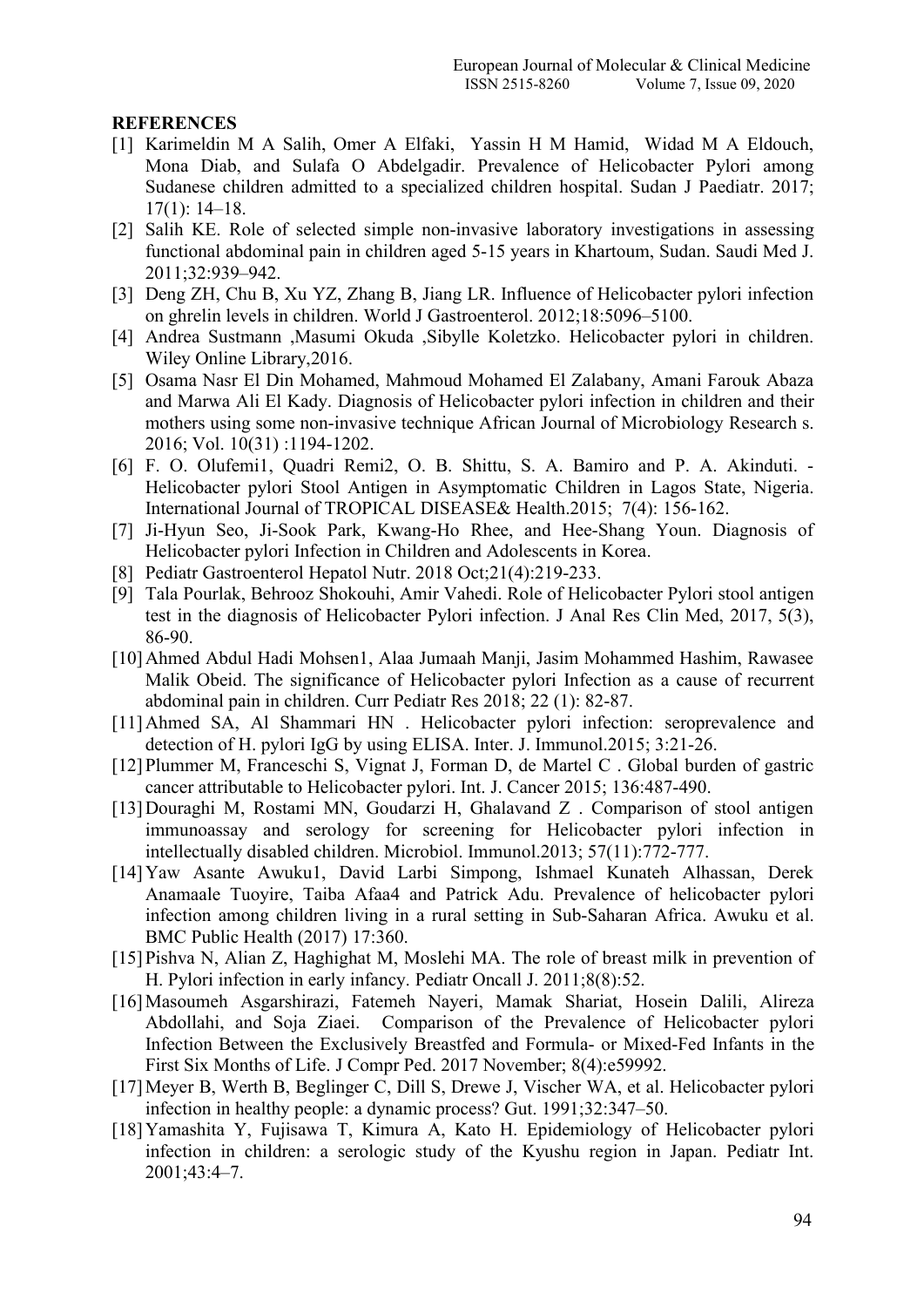**REFERENCES**

[1] Karimeldin M A Salih, Omer A Elfaki, Yassin H M Hamid, Widad M A Eldouch, Mona Diab, and Sulafa O Abdelgadir. Prevalence of Helicobacter Pylori among Sudanese children admitted to a specialized children hospital. Sudan J Paediatr. 2017; 17(1): 14–18.

[2] Salih KE. Role of selected simple non-invasive laboratory investigations in assessing functional abdominal pain in children aged 5-15 years in Khartoum, Sudan. Saudi Med J. 2011;32:939–942.

[3] Deng ZH, Chu B, Xu YZ, Zhang B, Jiang LR. Influence of Helicobacter pylori infection on ghrelin levels in children. World J Gastroenterol. 2012;18:5096–5100.

[4] Andrea Sustmann ,Masumi Okuda ,Sibylle Koletzko. Helicobacter pylori in children. Wiley Online Library,2016.

[5] Osama Nasr El Din Mohamed, Mahmoud Mohamed El Zalabany, Amani Farouk Abaza and Marwa Ali El Kady. Diagnosis of Helicobacter pylori infection in children and their mothers using some non-invasive technique African Journal of Microbiology Research s. 2016; Vol. 10(31) :1194-1202.

[6] F. O. Olufemi1, Quadri Remi2, O. B. Shittu, S. A. Bamiro and P. A. Akinduti. - Helicobacter pylori Stool Antigen in Asymptomatic Children in Lagos State, Nigeria. International Journal of TROPICAL DISEASE& Health.2015; 7(4): 156-162.

[7] Ji-Hyun Seo, Ji-Sook Park, Kwang-Ho Rhee, and Hee-Shang Youn. Diagnosis of Helicobacter pylori Infection in Children and Adolescents in Korea.

[8] Pediatr Gastroenterol Hepatol Nutr. 2018 Oct;21(4):219-233.

[9] Tala Pourlak, Behrooz Shokouhi, Amir Vahedi. Role of Helicobacter Pylori stool antigen test in the diagnosis of Helicobacter Pylori infection. J Anal Res Clin Med, 2017, 5(3), 86-90.

[10] Ahmed Abdul Hadi Mohsen1, Alaa Jumaah Manji, Jasim Mohammed Hashim, Rawasee Malik Obeid. The significance of Helicobacter pylori Infection as a cause of recurrent abdominal pain in children. Curr Pediatr Res 2018; 22 (1): 82-87.

[11] Ahmed SA, Al Shammari HN . Helicobacter pylori infection: seroprevalence and detection of H. pylori IgG by using ELISA. Inter. J. Immunol.2015; 3:21-26.

[12] Plummer M, Franceschi S, Vignat J, Forman D, de Martel C . Global burden of gastric cancer attributable to Helicobacter pylori. Int. J. Cancer 2015; 136:487-490.

[13] Douraghi M, Rostami MN, Goudarzi H, Ghalavand Z . Comparison of stool antigen immunoassay and serology for screening for Helicobacter pylori infection in intellectually disabled children. Microbiol. Immunol.2013; 57(11):772-777.

[14] Yaw Asante Awuku1, David Larbi Simpong, Ishmael Kunateh Alhassan, Derek Anamaale Tuoyire, Taiba Afaa4 and Patrick Adu. Prevalence of helicobacter pylori infection among children living in a rural setting in Sub-Saharan Africa. Awuku et al. BMC Public Health (2017) 17:360.

[15] Pishva N, Alian Z, Haghighat M, Moslehi MA. The role of breast milk in prevention of H. Pylori infection in early infancy. Pediatr Oncall J. 2011;8(8):52.

[16] Masoumeh Asgarshirazi, Fatemeh Nayeri, Mamak Shariat, Hosein Dalili, Alireza Abdollahi, and Soja Ziaei. Comparison of the Prevalence of Helicobacter pylori Infection Between the Exclusively Breastfed and Formula- or Mixed-Fed Infants in the First Six Months of Life. J Compr Ped. 2017 November; 8(4):e59992.

[17] Meyer B, Werth B, Beglinger C, Dill S, Drewe J, Vischer WA, et al. Helicobacter pylori infection in healthy people: a dynamic process? Gut. 1991;32:347–50.

[18] Yamashita Y, Fujisawa T, Kimura A, Kato H. Epidemiology of Helicobacter pylori infection in children: a serologic study of the Kyushu region in Japan. Pediatr Int. 2001;43:4–7.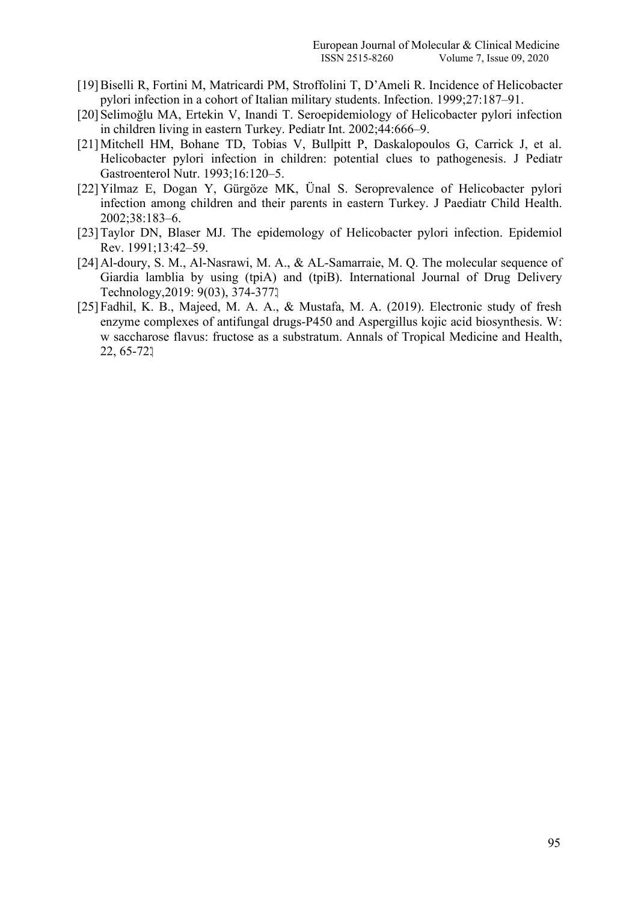[19] Biselli R, Fortini M, Matricardi PM, Stroffolini T, D'Ameli R. Incidence of Helicobacter pylori infection in a cohort of Italian military students. Infection. 1999;27:187–91.

[20] Selimoğlu MA, Ertekin V, Inandi T. Seroepidemiology of Helicobacter pylori infection in children living in eastern Turkey. Pediatr Int. 2002;44:666–9.

[21] Mitchell HM, Bohane TD, Tobias V, Bullpitt P, Daskalopoulos G, Carrick J, et al. Helicobacter pylori infection in children: potential clues to pathogenesis. J Pediatr Gastroenterol Nutr. 1993;16:120–5.

[22] Yilmaz E, Dogan Y, Gürgöze MK, Ünal S. Seroprevalence of Helicobacter pylori infection among children and their parents in eastern Turkey. J Paediatr Child Health. 2002;38:183–6.

[23] Taylor DN, Blaser MJ. The epidemology of Helicobacter pylori infection. Epidemiol Rev. 1991;13:42–59.

[24] Al-doury, S. M., Al-Nasrawi, M. A., & AL-Samarraie, M. Q. The molecular sequence of Giardia lamblia by using (tpiA) and (tpiB). International Journal of Drug Delivery Technology,2019: 9(03), 374-377.

[25] Fadhil, K. B., Majeed, M. A. A., & Mustafa, M. A. (2019). Electronic study of fresh enzyme complexes of antifungal drugs-P450 and Aspergillus kojic acid biosynthesis. W: w saccharose flavus: fructose as a substratum. Annals of Tropical Medicine and Health, 22, 65-72.